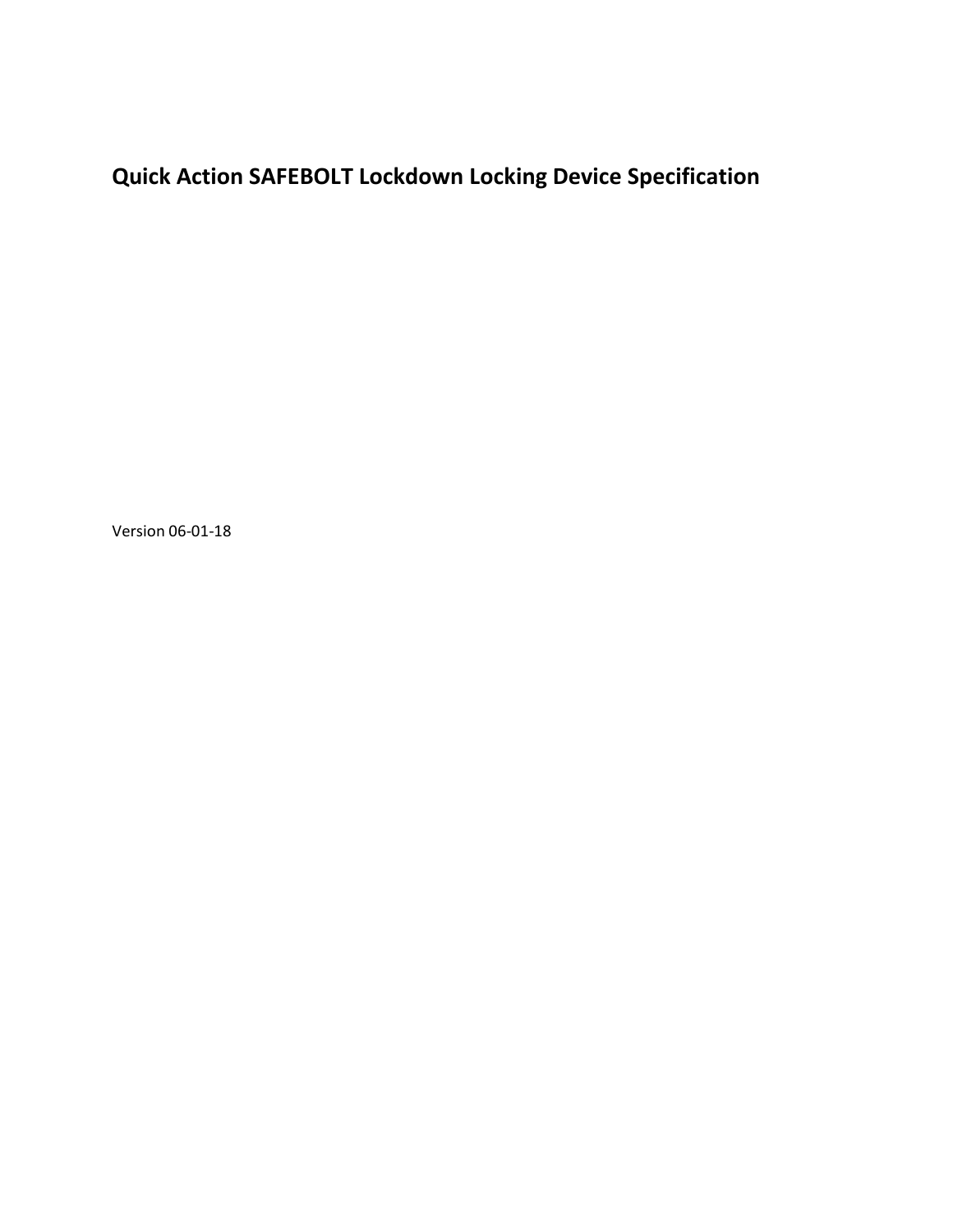# Quick Action SAFEBOLT Lockdown Locking Device Specification

Version 06-01-18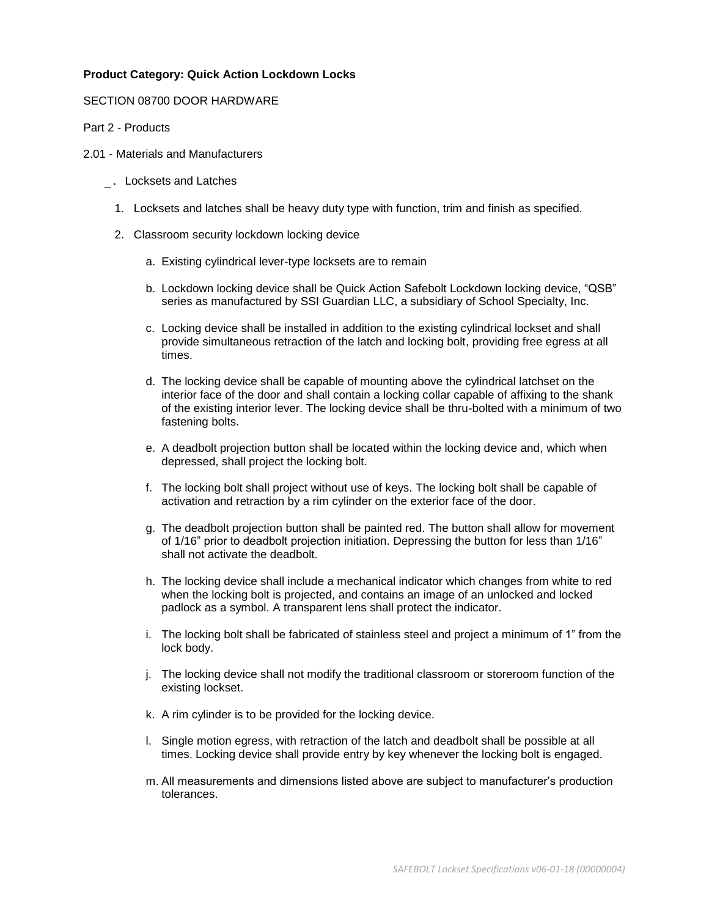**Product Category: Quick Action Lockdown Locks**

SECTION 08700 DOOR HARDWARE

Part 2 - Products

2.01 - Materials and Manufacturers

_ . Locksets and Latches

1. Locksets and latches shall be heavy duty type with function, trim and finish as specified.
2. Classroom security lockdown locking device
   a. Existing cylindrical lever-type locksets are to remain
   b. Lockdown locking device shall be Quick Action Safebolt Lockdown locking device, "QSB" series as manufactured by SSI Guardian LLC, a subsidiary of School Specialty, Inc.
   c. Locking device shall be installed in addition to the existing cylindrical lockset and shall provide simultaneous retraction of the latch and locking bolt, providing free egress at all times.
   d. The locking device shall be capable of mounting above the cylindrical latchset on the interior face of the door and shall contain a locking collar capable of affixing to the shank of the existing interior lever. The locking device shall be thru-bolted with a minimum of two fastening bolts.
   e. A deadbolt projection button shall be located within the locking device and, which when depressed, shall project the locking bolt.
   f. The locking bolt shall project without use of keys. The locking bolt shall be capable of activation and retraction by a rim cylinder on the exterior face of the door.
   g. The deadbolt projection button shall be painted red. The button shall allow for movement of 1/16" prior to deadbolt projection initiation. Depressing the button for less than 1/16" shall not activate the deadbolt.
   h. The locking device shall include a mechanical indicator which changes from white to red when the locking bolt is projected, and contains an image of an unlocked and locked padlock as a symbol. A transparent lens shall protect the indicator.
   i. The locking bolt shall be fabricated of stainless steel and project a minimum of 1" from the lock body.
   j. The locking device shall not modify the traditional classroom or storeroom function of the existing lockset.
   k. A rim cylinder is to be provided for the locking device.
   l. Single motion egress, with retraction of the latch and deadbolt shall be possible at all times. Locking device shall provide entry by key whenever the locking bolt is engaged.
   m. All measurements and dimensions listed above are subject to manufacturer's production tolerances.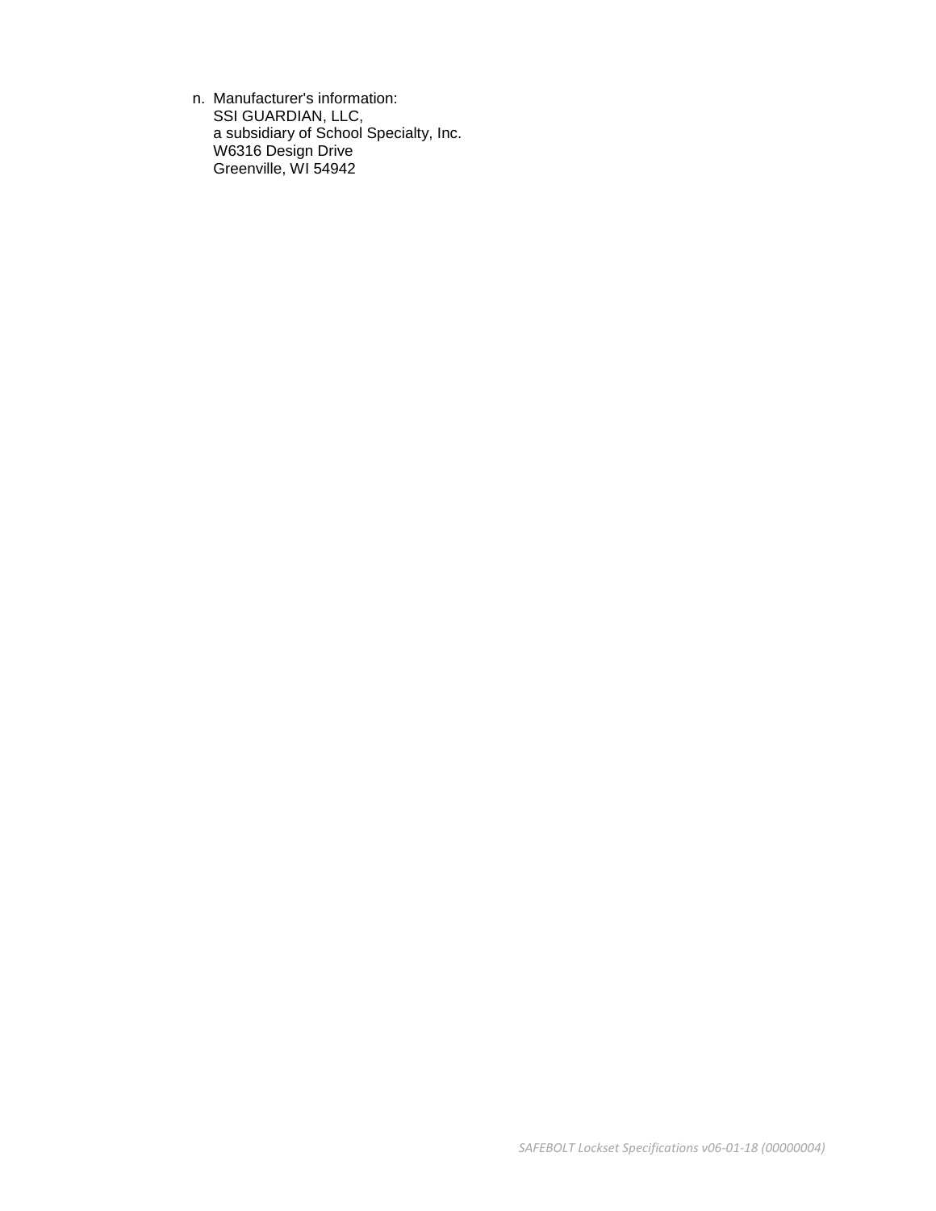n. Manufacturer's information:
   SSI GUARDIAN, LLC,
   a subsidiary of School Specialty, Inc.
   W6316 Design Drive
   Greenville, WI 54942